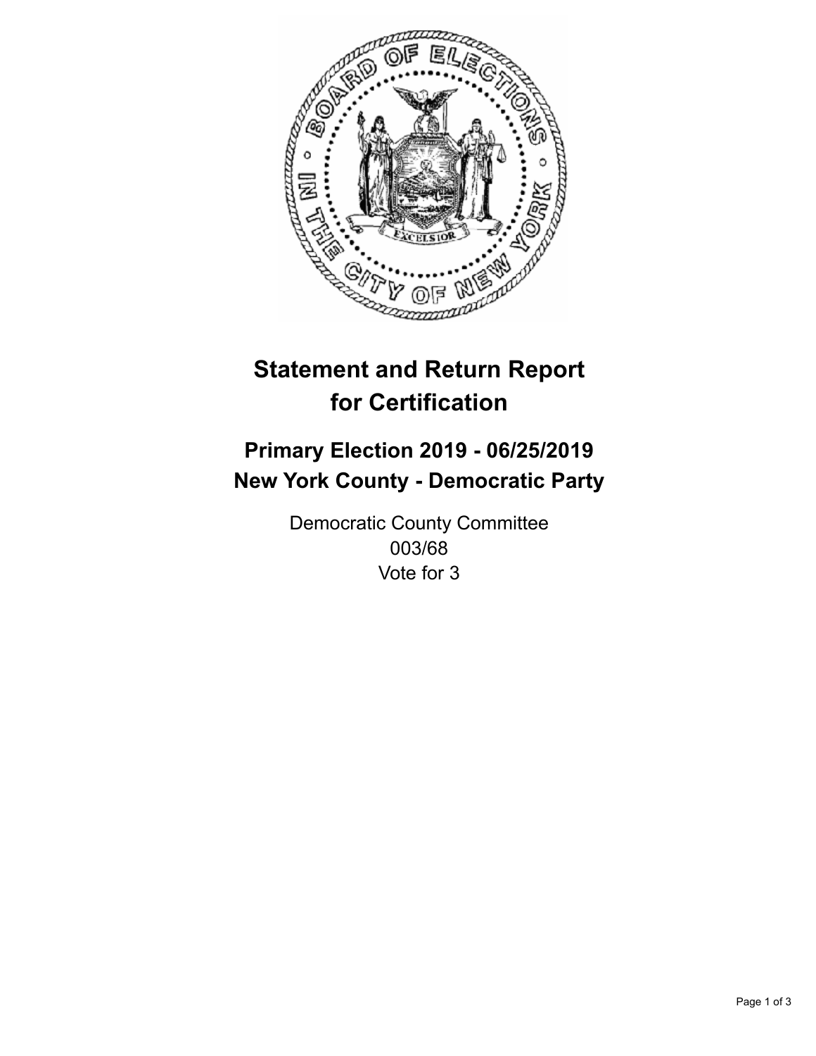# Statement and Return Report for Certification

## Primary Election 2019 - 06/25/2019
## New York County - Democratic Party

Democratic County Committee
003/68
Vote for 3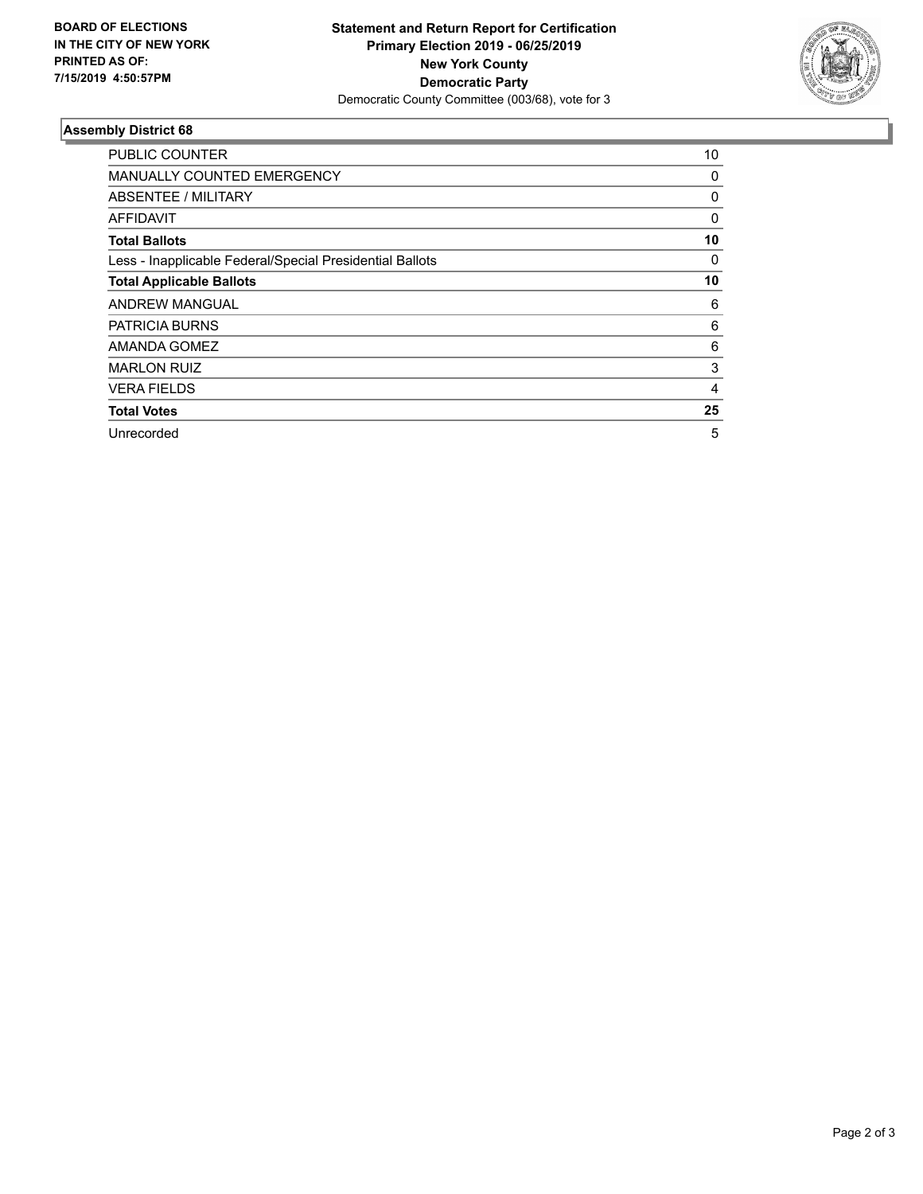**BOARD OF ELECTIONS IN THE CITY OF NEW YORK PRINTED AS OF: 7/15/2019 4:50:57PM**

**Statement and Return Report for Certification Primary Election 2019 - 06/25/2019 New York County Democratic Party**

Democratic County Committee (003/68), vote for 3

## Assembly District 68

| | |
|---|---|
| PUBLIC COUNTER | 10 |
| MANUALLY COUNTED EMERGENCY | 0 |
| ABSENTEE / MILITARY | 0 |
| AFFIDAVIT | 0 |
| **Total Ballots** | **10** |
| Less - Inapplicable Federal/Special Presidential Ballots | 0 |
| **Total Applicable Ballots** | **10** |
| ANDREW MANGUAL | 6 |
| PATRICIA BURNS | 6 |
| AMANDA GOMEZ | 6 |
| MARLON RUIZ | 3 |
| VERA FIELDS | 4 |
| **Total Votes** | **25** |
| Unrecorded | 5 |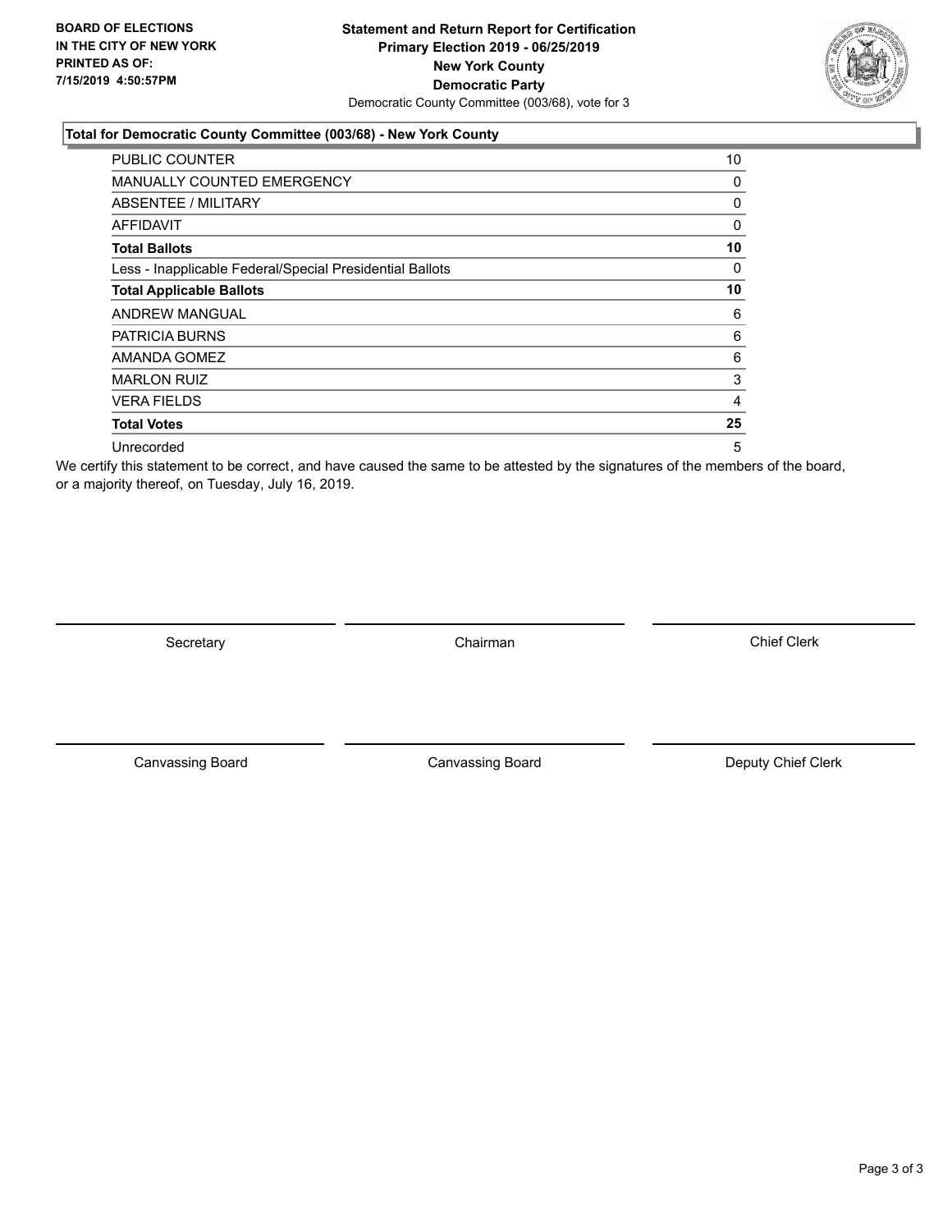**BOARD OF ELECTIONS IN THE CITY OF NEW YORK PRINTED AS OF: 7/15/2019 4:50:57PM**

**Statement and Return Report for Certification Primary Election 2019 - 06/25/2019 New York County Democratic Party**

Democratic County Committee (003/68), vote for 3

### Total for Democratic County Committee (003/68) - New York County

| | |
|---|---|
| PUBLIC COUNTER | 10 |
| MANUALLY COUNTED EMERGENCY | 0 |
| ABSENTEE / MILITARY | 0 |
| AFFIDAVIT | 0 |
| **Total Ballots** | **10** |
| Less - Inapplicable Federal/Special Presidential Ballots | 0 |
| **Total Applicable Ballots** | **10** |
| ANDREW MANGUAL | 6 |
| PATRICIA BURNS | 6 |
| AMANDA GOMEZ | 6 |
| MARLON RUIZ | 3 |
| VERA FIELDS | 4 |
| **Total Votes** | **25** |
| Unrecorded | 5 |

We certify this statement to be correct, and have caused the same to be attested by the signatures of the members of the board, or a majority thereof, on Tuesday, July 16, 2019.

Secretary

Chairman

Chief Clerk

Canvassing Board

Canvassing Board

Deputy Chief Clerk